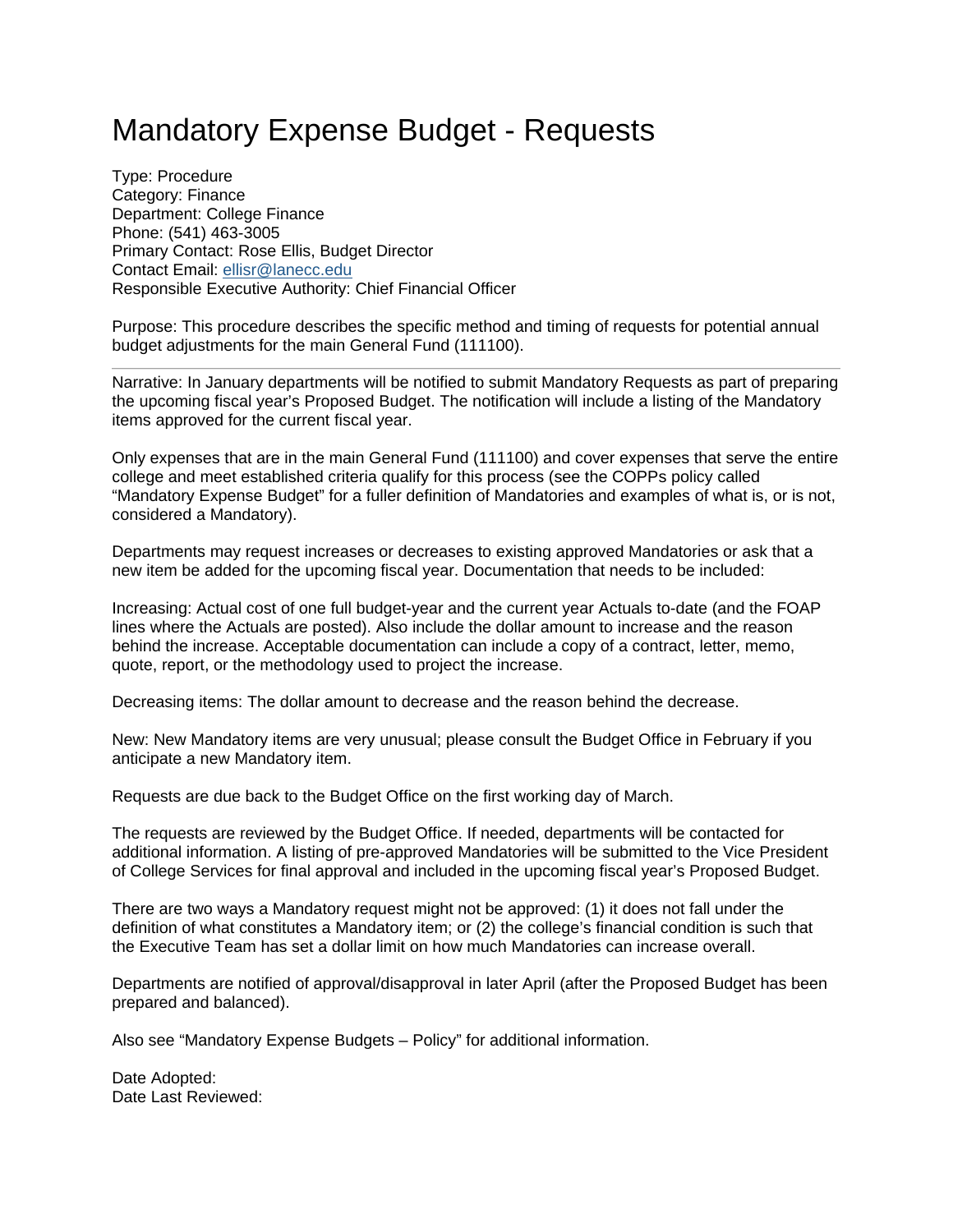# Mandatory Expense Budget - Requests

Type: Procedure
Category: Finance
Department: College Finance
Phone: (541) 463-3005
Primary Contact: Rose Ellis, Budget Director
Contact Email: [ellisr@lanecc.edu](mailto:ellisr@lanecc.edu)
Responsible Executive Authority: Chief Financial Officer

Purpose: This procedure describes the specific method and timing of requests for potential annual budget adjustments for the main General Fund (111100).

---

Narrative: In January departments will be notified to submit Mandatory Requests as part of preparing the upcoming fiscal year's Proposed Budget. The notification will include a listing of the Mandatory items approved for the current fiscal year.

Only expenses that are in the main General Fund (111100) and cover expenses that serve the entire college and meet established criteria qualify for this process (see the COPPs policy called "Mandatory Expense Budget" for a fuller definition of Mandatories and examples of what is, or is not, considered a Mandatory).

Departments may request increases or decreases to existing approved Mandatories or ask that a new item be added for the upcoming fiscal year. Documentation that needs to be included:

Increasing: Actual cost of one full budget-year and the current year Actuals to-date (and the FOAP lines where the Actuals are posted). Also include the dollar amount to increase and the reason behind the increase. Acceptable documentation can include a copy of a contract, letter, memo, quote, report, or the methodology used to project the increase.

Decreasing items: The dollar amount to decrease and the reason behind the decrease.

New: New Mandatory items are very unusual; please consult the Budget Office in February if you anticipate a new Mandatory item.

Requests are due back to the Budget Office on the first working day of March.

The requests are reviewed by the Budget Office. If needed, departments will be contacted for additional information. A listing of pre-approved Mandatories will be submitted to the Vice President of College Services for final approval and included in the upcoming fiscal year's Proposed Budget.

There are two ways a Mandatory request might not be approved: (1) it does not fall under the definition of what constitutes a Mandatory item; or (2) the college's financial condition is such that the Executive Team has set a dollar limit on how much Mandatories can increase overall.

Departments are notified of approval/disapproval in later April (after the Proposed Budget has been prepared and balanced).

Also see "Mandatory Expense Budgets – Policy" for additional information.

Date Adopted:
Date Last Reviewed: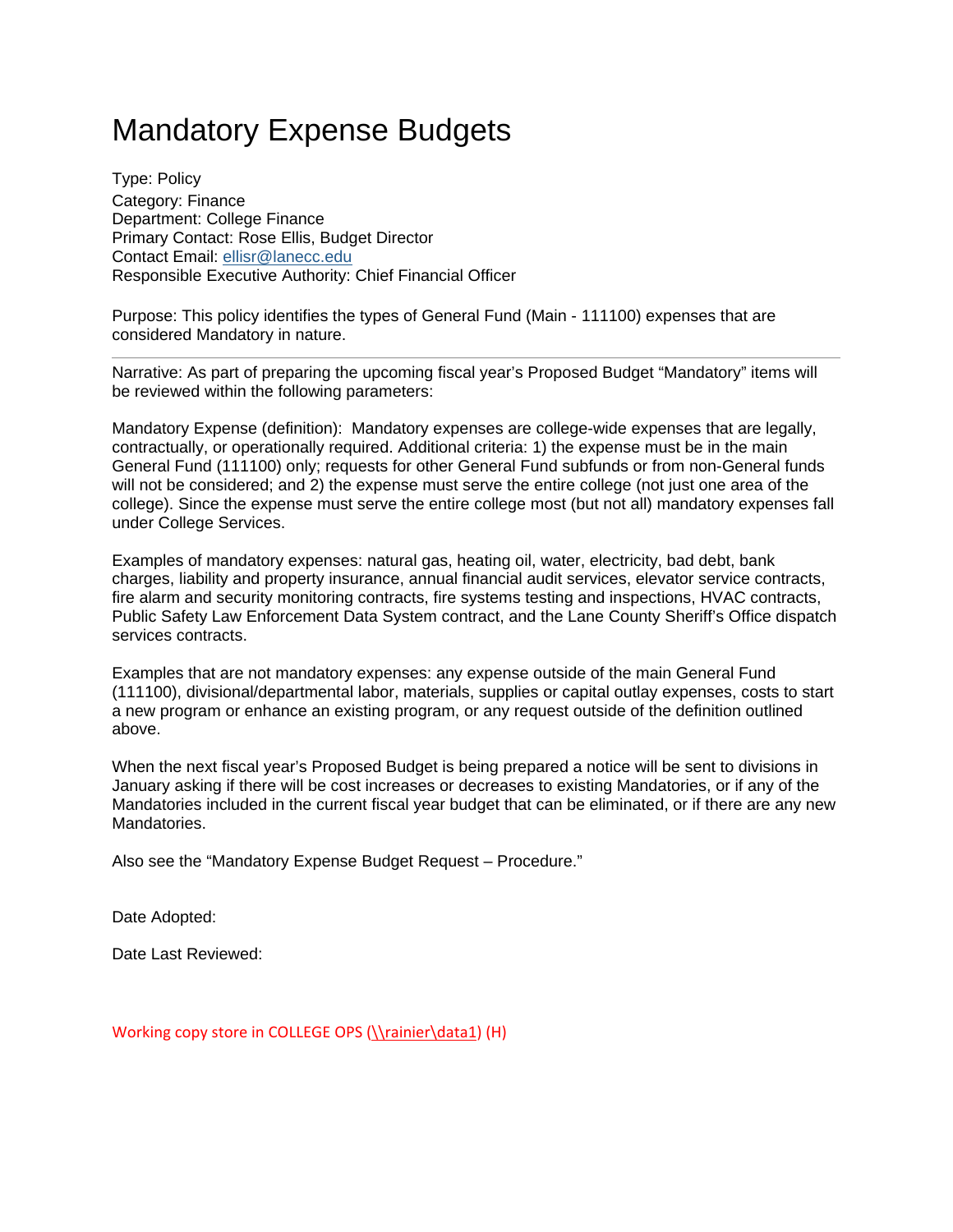# Mandatory Expense Budgets

Type: Policy
Category: Finance
Department: College Finance
Primary Contact: Rose Ellis, Budget Director
Contact Email: ellisr@lanecc.edu
Responsible Executive Authority: Chief Financial Officer

Purpose: This policy identifies the types of General Fund (Main - 111100) expenses that are considered Mandatory in nature.

---

Narrative: As part of preparing the upcoming fiscal year's Proposed Budget "Mandatory" items will be reviewed within the following parameters:

Mandatory Expense (definition): Mandatory expenses are college-wide expenses that are legally, contractually, or operationally required. Additional criteria: 1) the expense must be in the main General Fund (111100) only; requests for other General Fund subfunds or from non-General funds will not be considered; and 2) the expense must serve the entire college (not just one area of the college). Since the expense must serve the entire college most (but not all) mandatory expenses fall under College Services.

Examples of mandatory expenses: natural gas, heating oil, water, electricity, bad debt, bank charges, liability and property insurance, annual financial audit services, elevator service contracts, fire alarm and security monitoring contracts, fire systems testing and inspections, HVAC contracts, Public Safety Law Enforcement Data System contract, and the Lane County Sheriff's Office dispatch services contracts.

Examples that are not mandatory expenses: any expense outside of the main General Fund (111100), divisional/departmental labor, materials, supplies or capital outlay expenses, costs to start a new program or enhance an existing program, or any request outside of the definition outlined above.

When the next fiscal year's Proposed Budget is being prepared a notice will be sent to divisions in January asking if there will be cost increases or decreases to existing Mandatories, or if any of the Mandatories included in the current fiscal year budget that can be eliminated, or if there are any new Mandatories.

Also see the "Mandatory Expense Budget Request – Procedure."

Date Adopted:

Date Last Reviewed:

Working copy store in COLLEGE OPS (\\rainier\data1) (H)